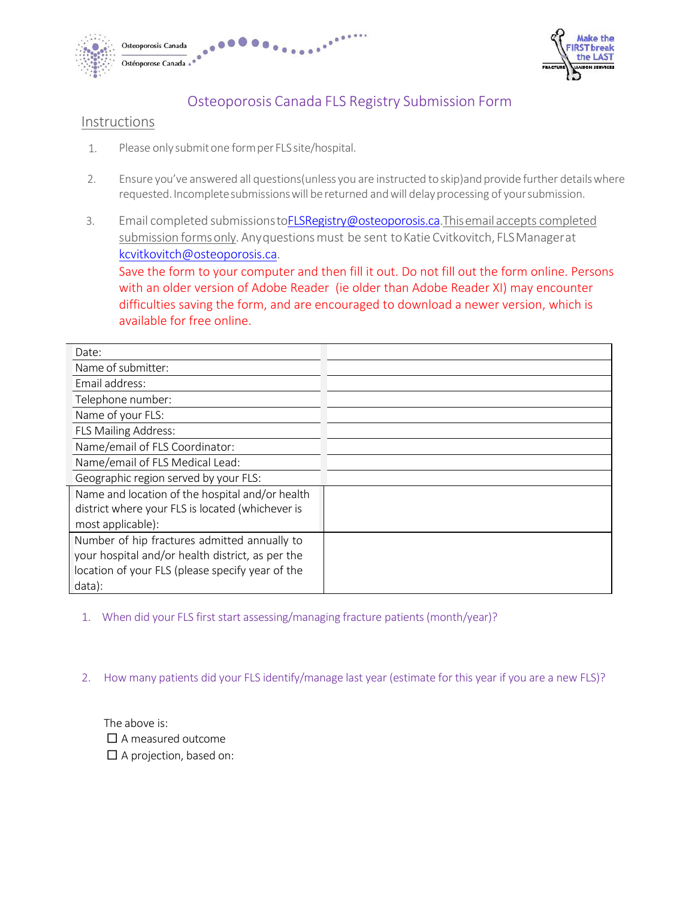# Osteoporosis Canada FLS Registry Submission Form

## Instructions

1. Please only submit one form per FLS site/hospital.

2. Ensure you've answered all questions(unless you are instructed to skip)and provide further details where requested. Incomplete submissions will be returned and will delay processing of your submission.

3. Email completed submissions to FLSRegistry@osteoporosis.ca. This email accepts completed submission forms only. Any questions must be sent to Katie Cvitkovitch, FLS Manager at kcvitkovitch@osteoporosis.ca.
   Save the form to your computer and then fill it out. Do not fill out the form online. Persons with an older version of Adobe Reader (ie older than Adobe Reader XI) may encounter difficulties saving the form, and are encouraged to download a newer version, which is available for free online.

| | |
|---|---|
| Date: | |
| Name of submitter: | |
| Email address: | |
| Telephone number: | |
| Name of your FLS: | |
| FLS Mailing Address: | |
| Name/email of FLS Coordinator: | |
| Name/email of FLS Medical Lead: | |
| Geographic region served by your FLS: | |
| Name and location of the hospital and/or health district where your FLS is located (whichever is most applicable): | |
| Number of hip fractures admitted annually to your hospital and/or health district, as per the location of your FLS (please specify year of the data): | |

1. When did your FLS first start assessing/managing fracture patients (month/year)?

2. How many patients did your FLS identify/manage last year (estimate for this year if you are a new FLS)?

The above is:

☐ A measured outcome

☐ A projection, based on: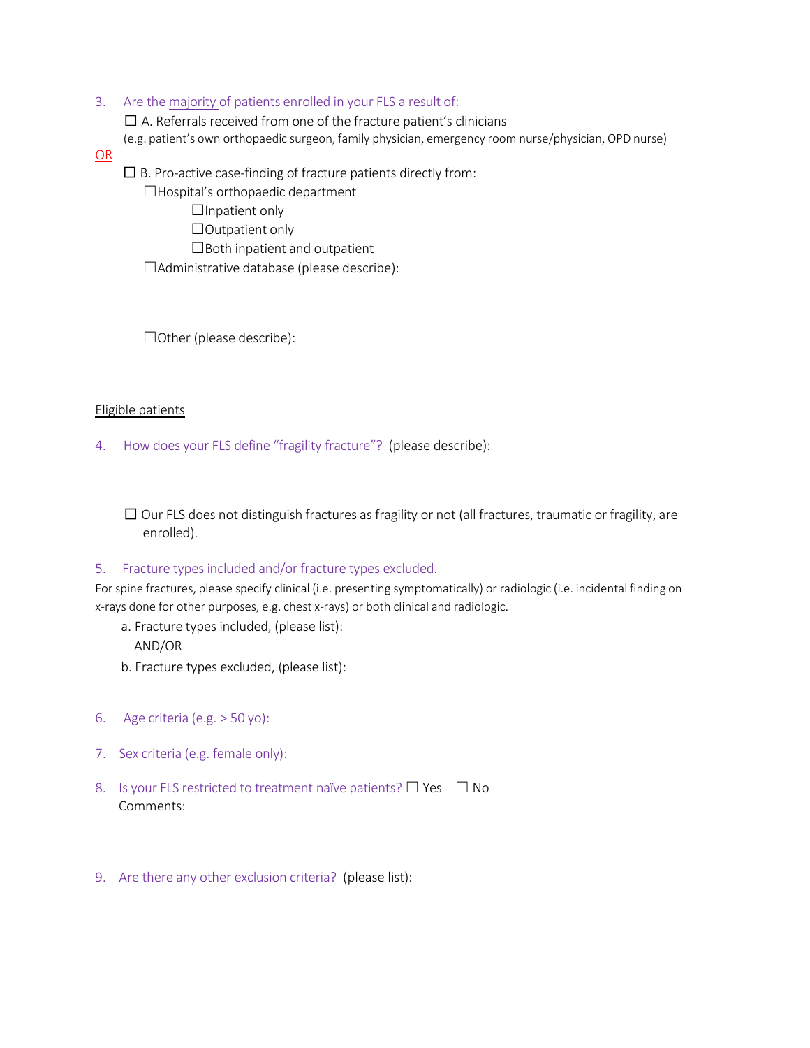3. Are the majority of patients enrolled in your FLS a result of:

   ☐ A. Referrals received from one of the fracture patient's clinicians
   (e.g. patient's own orthopaedic surgeon, family physician, emergency room nurse/physician, OPD nurse)

OR

   ☐ B. Pro-active case-finding of fracture patients directly from:
   - ☐Hospital's orthopaedic department
     - ☐Inpatient only
     - ☐Outpatient only
     - ☐Both inpatient and outpatient
   - ☐Administrative database (please describe):

   - ☐Other (please describe):

Eligible patients

4. How does your FLS define "fragility fracture"? (please describe):

   ☐ Our FLS does not distinguish fractures as fragility or not (all fractures, traumatic or fragility, are enrolled).

5. Fracture types included and/or fracture types excluded.

For spine fractures, please specify clinical (i.e. presenting symptomatically) or radiologic (i.e. incidental finding on x-rays done for other purposes, e.g. chest x-rays) or both clinical and radiologic.

   a. Fracture types included, (please list):
      AND/OR
   b. Fracture types excluded, (please list):

6. Age criteria (e.g. > 50 yo):

7. Sex criteria (e.g. female only):

8. Is your FLS restricted to treatment naïve patients? ☐ Yes ☐ No
   Comments:

9. Are there any other exclusion criteria? (please list):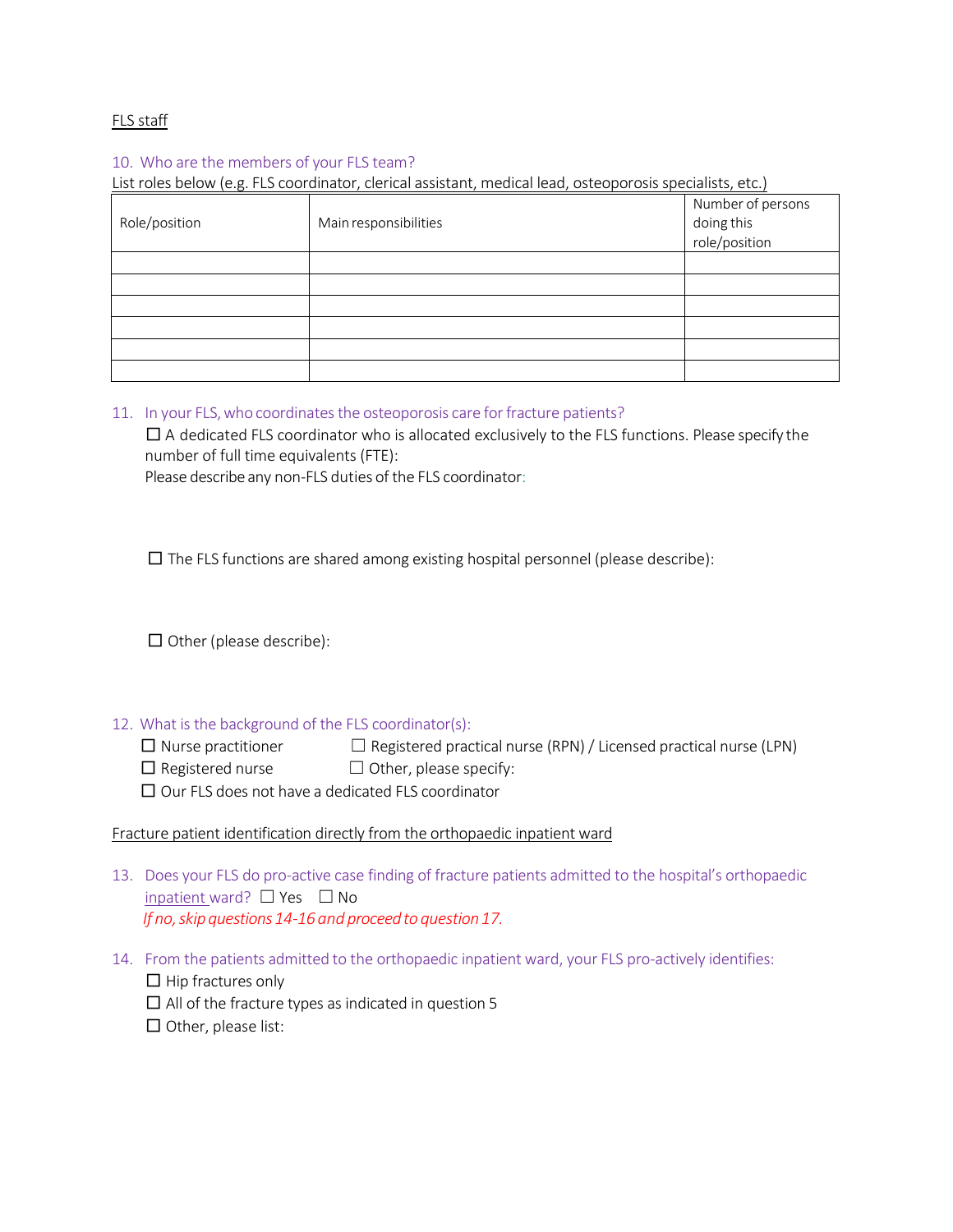FLS staff

10. Who are the members of your FLS team?

List roles below (e.g. FLS coordinator, clerical assistant, medical lead, osteoporosis specialists, etc.)

| Role/position | Main responsibilities | Number of persons doing this role/position |
|---|---|---|
| | | |
| | | |
| | | |
| | | |
| | | |
| | | |

11. In your FLS, who coordinates the osteoporosis care for fracture patients?

☐ A dedicated FLS coordinator who is allocated exclusively to the FLS functions. Please specify the number of full time equivalents (FTE):

Please describe any non-FLS duties of the FLS coordinator:

☐ The FLS functions are shared among existing hospital personnel (please describe):

☐ Other (please describe):

12. What is the background of the FLS coordinator(s):

☐ Nurse practitioner
☐ Registered practical nurse (RPN) / Licensed practical nurse (LPN)
☐ Registered nurse
☐ Other, please specify:
☐ Our FLS does not have a dedicated FLS coordinator

Fracture patient identification directly from the orthopaedic inpatient ward

13. Does your FLS do pro-active case finding of fracture patients admitted to the hospital's orthopaedic inpatient ward? ☐ Yes ☐ No

*If no, skip questions 14-16 and proceed to question 17.*

14. From the patients admitted to the orthopaedic inpatient ward, your FLS pro-actively identifies:

☐ Hip fractures only
☐ All of the fracture types as indicated in question 5
☐ Other, please list: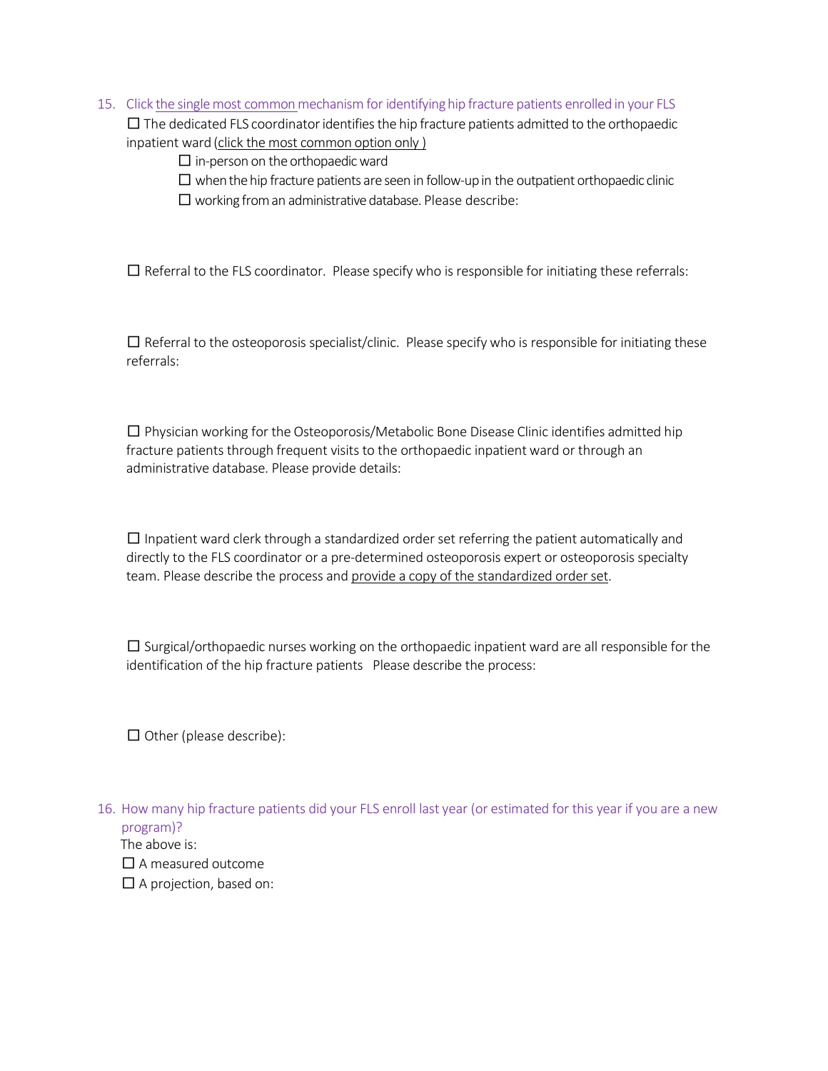15. Click the single most common mechanism for identifying hip fracture patients enrolled in your FLS

    ☐ The dedicated FLS coordinator identifies the hip fracture patients admitted to the orthopaedic inpatient ward (click the most common option only )

    - ☐ in-person on the orthopaedic ward
    - ☐ when the hip fracture patients are seen in follow-up in the outpatient orthopaedic clinic
    - ☐ working from an administrative database. Please describe:

    ☐ Referral to the FLS coordinator. Please specify who is responsible for initiating these referrals:

    ☐ Referral to the osteoporosis specialist/clinic. Please specify who is responsible for initiating these referrals:

    ☐ Physician working for the Osteoporosis/Metabolic Bone Disease Clinic identifies admitted hip fracture patients through frequent visits to the orthopaedic inpatient ward or through an administrative database. Please provide details:

    ☐ Inpatient ward clerk through a standardized order set referring the patient automatically and directly to the FLS coordinator or a pre-determined osteoporosis expert or osteoporosis specialty team. Please describe the process and provide a copy of the standardized order set.

    ☐ Surgical/orthopaedic nurses working on the orthopaedic inpatient ward are all responsible for the identification of the hip fracture patients Please describe the process:

    ☐ Other (please describe):

16. How many hip fracture patients did your FLS enroll last year (or estimated for this year if you are a new program)?

    The above is:

    ☐ A measured outcome

    ☐ A projection, based on: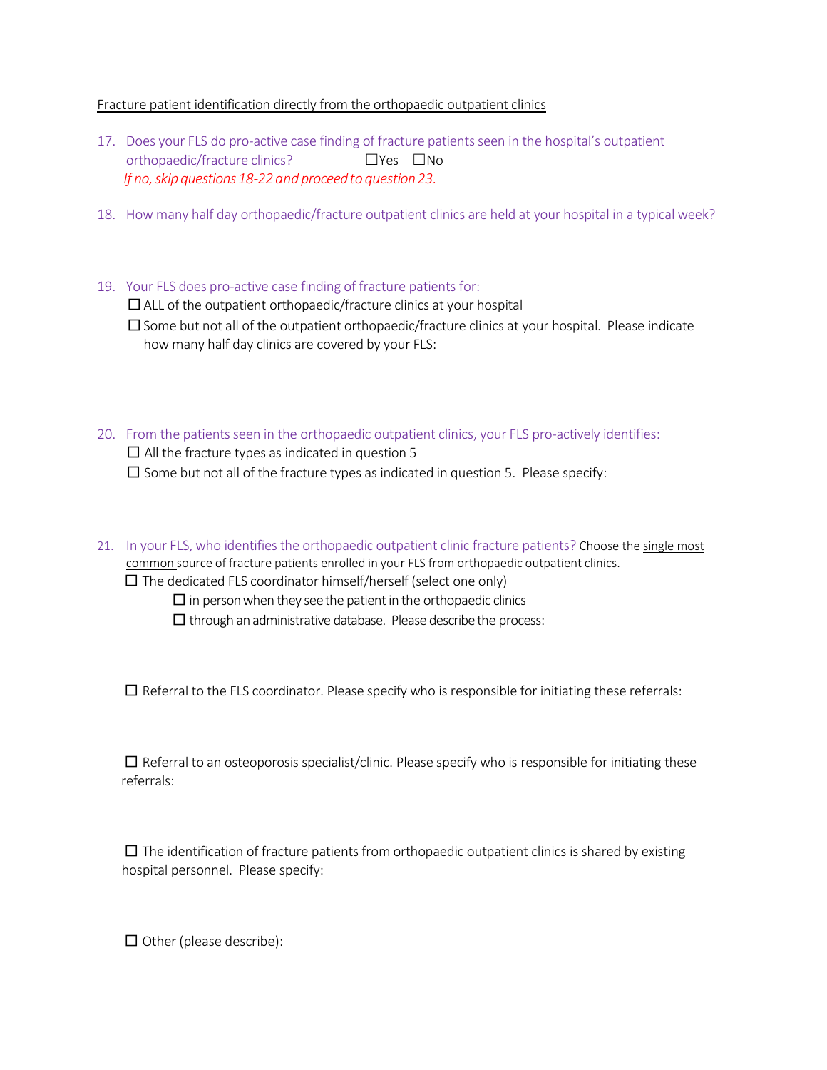<u>Fracture patient identification directly from the orthopaedic outpatient clinics</u>

17. Does your FLS do pro-active case finding of fracture patients seen in the hospital's outpatient orthopaedic/fracture clinics? ☐Yes ☐No
    *If no, skip questions 18-22 and proceed to question 23.*

18. How many half day orthopaedic/fracture outpatient clinics are held at your hospital in a typical week?

19. Your FLS does pro-active case finding of fracture patients for:
    - ☐ ALL of the outpatient orthopaedic/fracture clinics at your hospital
    - ☐ Some but not all of the outpatient orthopaedic/fracture clinics at your hospital. Please indicate how many half day clinics are covered by your FLS:

20. From the patients seen in the orthopaedic outpatient clinics, your FLS pro-actively identifies:
    - ☐ All the fracture types as indicated in question 5
    - ☐ Some but not all of the fracture types as indicated in question 5. Please specify:

21. In your FLS, who identifies the orthopaedic outpatient clinic fracture patients? Choose the <u>single most common</u> source of fracture patients enrolled in your FLS from orthopaedic outpatient clinics.
    - ☐ The dedicated FLS coordinator himself/herself (select one only)
        - ☐ in person when they see the patient in the orthopaedic clinics
        - ☐ through an administrative database. Please describe the process:
    - ☐ Referral to the FLS coordinator. Please specify who is responsible for initiating these referrals:
    - ☐ Referral to an osteoporosis specialist/clinic. Please specify who is responsible for initiating these referrals:
    - ☐ The identification of fracture patients from orthopaedic outpatient clinics is shared by existing hospital personnel. Please specify:
    - ☐ Other (please describe):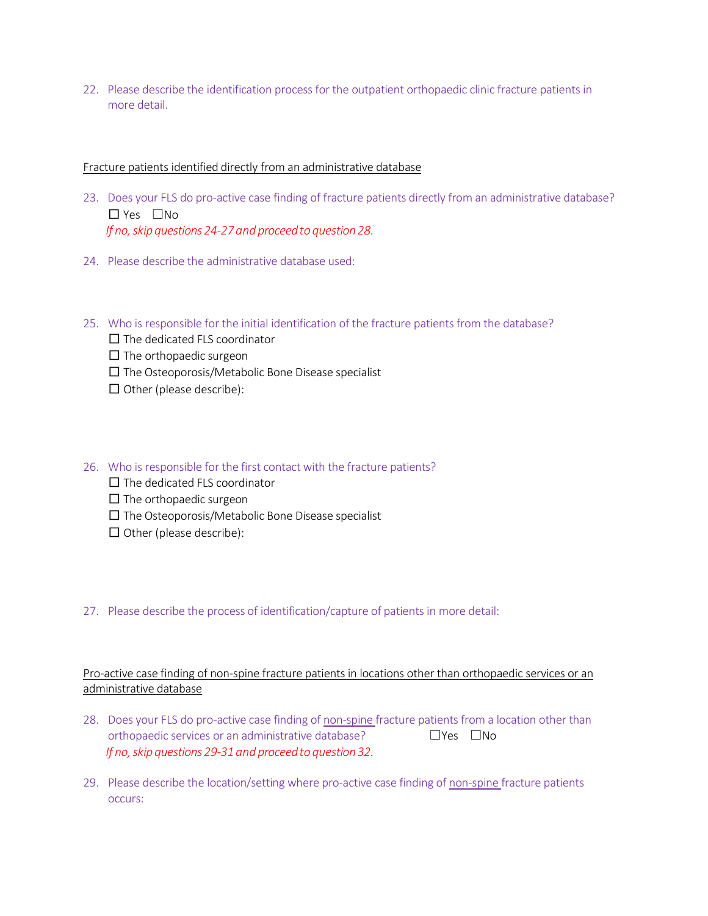22. Please describe the identification process for the outpatient orthopaedic clinic fracture patients in more detail.

Fracture patients identified directly from an administrative database

23. Does your FLS do pro-active case finding of fracture patients directly from an administrative database?
    ☐ Yes ☐No
    *If no, skip questions 24-27 and proceed to question 28.*

24. Please describe the administrative database used:

25. Who is responsible for the initial identification of the fracture patients from the database?
    ☐ The dedicated FLS coordinator
    ☐ The orthopaedic surgeon
    ☐ The Osteoporosis/Metabolic Bone Disease specialist
    ☐ Other (please describe):

26. Who is responsible for the first contact with the fracture patients?
    ☐ The dedicated FLS coordinator
    ☐ The orthopaedic surgeon
    ☐ The Osteoporosis/Metabolic Bone Disease specialist
    ☐ Other (please describe):

27. Please describe the process of identification/capture of patients in more detail:

Pro-active case finding of non-spine fracture patients in locations other than orthopaedic services or an administrative database

28. Does your FLS do pro-active case finding of non-spine fracture patients from a location other than orthopaedic services or an administrative database? ☐Yes ☐No
    *If no, skip questions 29-31 and proceed to question 32.*

29. Please describe the location/setting where pro-active case finding of non-spine fracture patients occurs: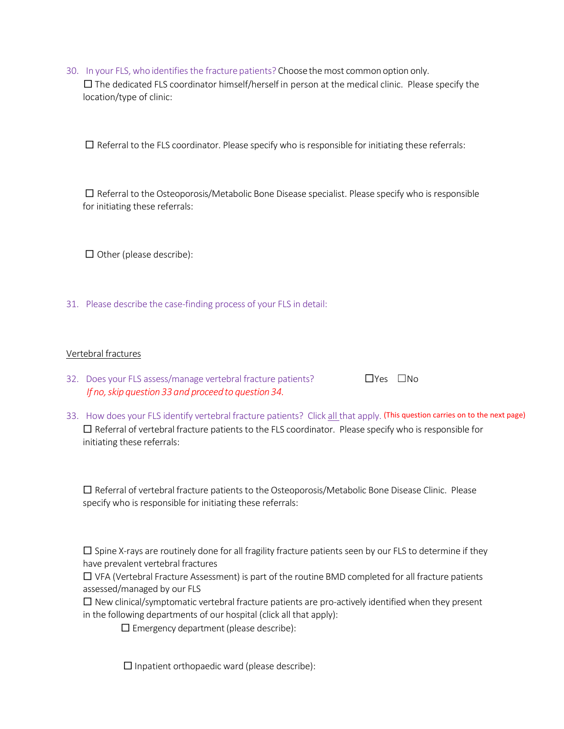30. In your FLS, who identifies the fracture patients? Choose the most common option only.

    ☐ The dedicated FLS coordinator himself/herself in person at the medical clinic. Please specify the location/type of clinic:

    ☐ Referral to the FLS coordinator. Please specify who is responsible for initiating these referrals:

    ☐ Referral to the Osteoporosis/Metabolic Bone Disease specialist. Please specify who is responsible for initiating these referrals:

    ☐ Other (please describe):

31. Please describe the case-finding process of your FLS in detail:

<u>Vertebral fractures</u>

32. Does your FLS assess/manage vertebral fracture patients? ☐Yes ☐No

    *If no, skip question 33 and proceed to question 34.*

33. How does your FLS identify vertebral fracture patients? Click <u>all</u> that apply. (This question carries on to the next page)

    ☐ Referral of vertebral fracture patients to the FLS coordinator. Please specify who is responsible for initiating these referrals:

    ☐ Referral of vertebral fracture patients to the Osteoporosis/Metabolic Bone Disease Clinic. Please specify who is responsible for initiating these referrals:

    ☐ Spine X-rays are routinely done for all fragility fracture patients seen by our FLS to determine if they have prevalent vertebral fractures

    ☐ VFA (Vertebral Fracture Assessment) is part of the routine BMD completed for all fracture patients assessed/managed by our FLS

    ☐ New clinical/symptomatic vertebral fracture patients are pro-actively identified when they present in the following departments of our hospital (click all that apply):

    - ☐ Emergency department (please describe):

    - ☐ Inpatient orthopaedic ward (please describe):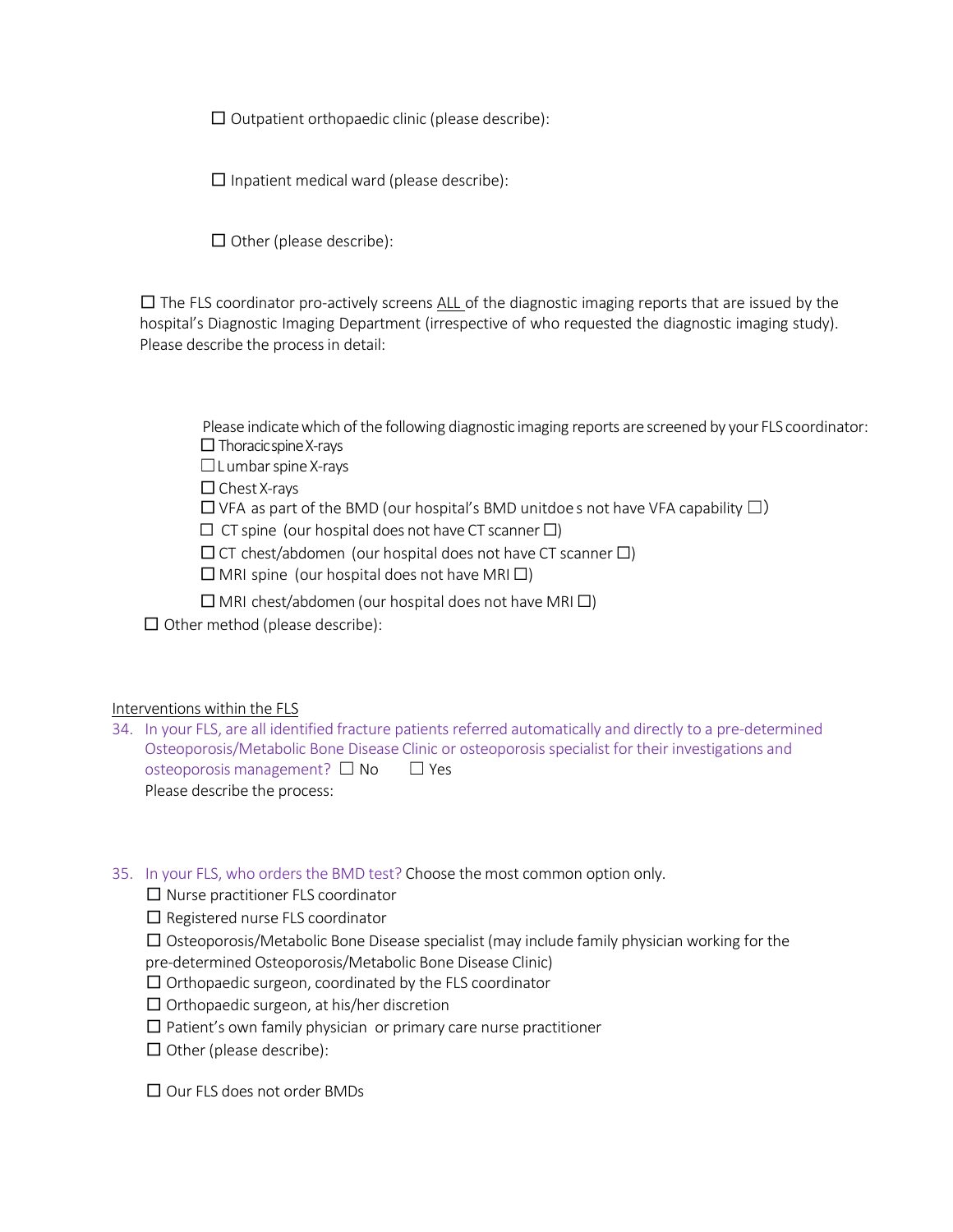☐ Outpatient orthopaedic clinic (please describe):

☐ Inpatient medical ward (please describe):

☐ Other (please describe):

☐ The FLS coordinator pro-actively screens ALL of the diagnostic imaging reports that are issued by the hospital's Diagnostic Imaging Department (irrespective of who requested the diagnostic imaging study). Please describe the process in detail:

Please indicate which of the following diagnostic imaging reports are screened by your FLS coordinator:

☐ Thoracic spine X-rays

☐ Lumbar spine X-rays

☐ Chest X-rays

☐ VFA as part of the BMD (our hospital's BMD unit does not have VFA capability ☐)

☐ CT spine (our hospital does not have CT scanner ☐)

☐ CT chest/abdomen (our hospital does not have CT scanner ☐)

☐ MRI spine (our hospital does not have MRI ☐)

☐ MRI chest/abdomen (our hospital does not have MRI ☐)

☐ Other method (please describe):

Interventions within the FLS

34. In your FLS, are all identified fracture patients referred automatically and directly to a pre-determined Osteoporosis/Metabolic Bone Disease Clinic or osteoporosis specialist for their investigations and osteoporosis management? ☐ No ☐ Yes

    Please describe the process:

35. In your FLS, who orders the BMD test? Choose the most common option only.

    ☐ Nurse practitioner FLS coordinator

    ☐ Registered nurse FLS coordinator

    ☐ Osteoporosis/Metabolic Bone Disease specialist (may include family physician working for the pre-determined Osteoporosis/Metabolic Bone Disease Clinic)

    ☐ Orthopaedic surgeon, coordinated by the FLS coordinator

    ☐ Orthopaedic surgeon, at his/her discretion

    ☐ Patient's own family physician or primary care nurse practitioner

    ☐ Other (please describe):

    ☐ Our FLS does not order BMDs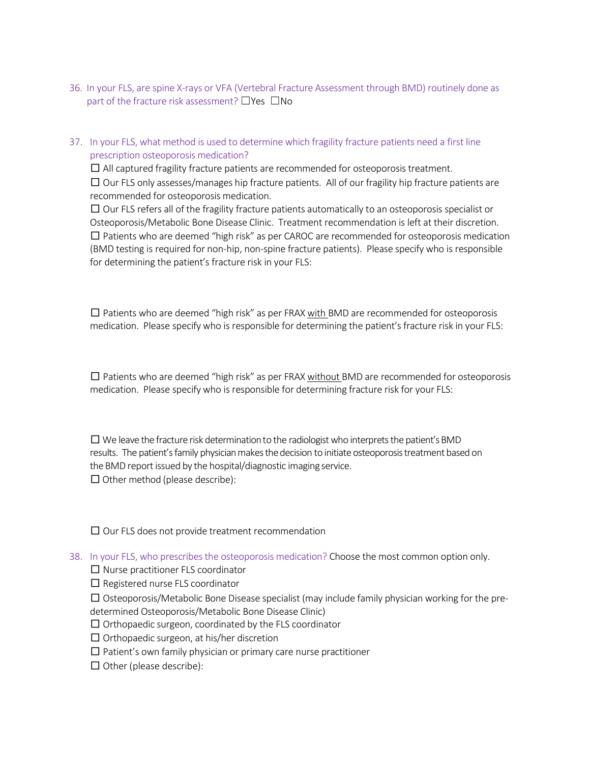36. In your FLS, are spine X-rays or VFA (Vertebral Fracture Assessment through BMD) routinely done as part of the fracture risk assessment? ☐Yes ☐No

37. In your FLS, what method is used to determine which fragility fracture patients need a first line prescription osteoporosis medication?

    ☐ All captured fragility fracture patients are recommended for osteoporosis treatment.

    ☐ Our FLS only assesses/manages hip fracture patients. All of our fragility hip fracture patients are recommended for osteoporosis medication.

    ☐ Our FLS refers all of the fragility fracture patients automatically to an osteoporosis specialist or Osteoporosis/Metabolic Bone Disease Clinic. Treatment recommendation is left at their discretion.

    ☐ Patients who are deemed "high risk" as per CAROC are recommended for osteoporosis medication (BMD testing is required for non-hip, non-spine fracture patients). Please specify who is responsible for determining the patient's fracture risk in your FLS:

    ☐ Patients who are deemed "high risk" as per FRAX <u>with</u> BMD are recommended for osteoporosis medication. Please specify who is responsible for determining the patient's fracture risk in your FLS:

    ☐ Patients who are deemed "high risk" as per FRAX <u>without</u> BMD are recommended for osteoporosis medication. Please specify who is responsible for determining fracture risk for your FLS:

    ☐ We leave the fracture risk determination to the radiologist who interprets the patient's BMD results. The patient's family physician makes the decision to initiate osteoporosis treatment based on the BMD report issued by the hospital/diagnostic imaging service.

    ☐ Other method (please describe):

    ☐ Our FLS does not provide treatment recommendation

38. In your FLS, who prescribes the osteoporosis medication? Choose the most common option only.

    ☐ Nurse practitioner FLS coordinator

    ☐ Registered nurse FLS coordinator

    ☐ Osteoporosis/Metabolic Bone Disease specialist (may include family physician working for the pre-determined Osteoporosis/Metabolic Bone Disease Clinic)

    ☐ Orthopaedic surgeon, coordinated by the FLS coordinator

    ☐ Orthopaedic surgeon, at his/her discretion

    ☐ Patient's own family physician or primary care nurse practitioner

    ☐ Other (please describe):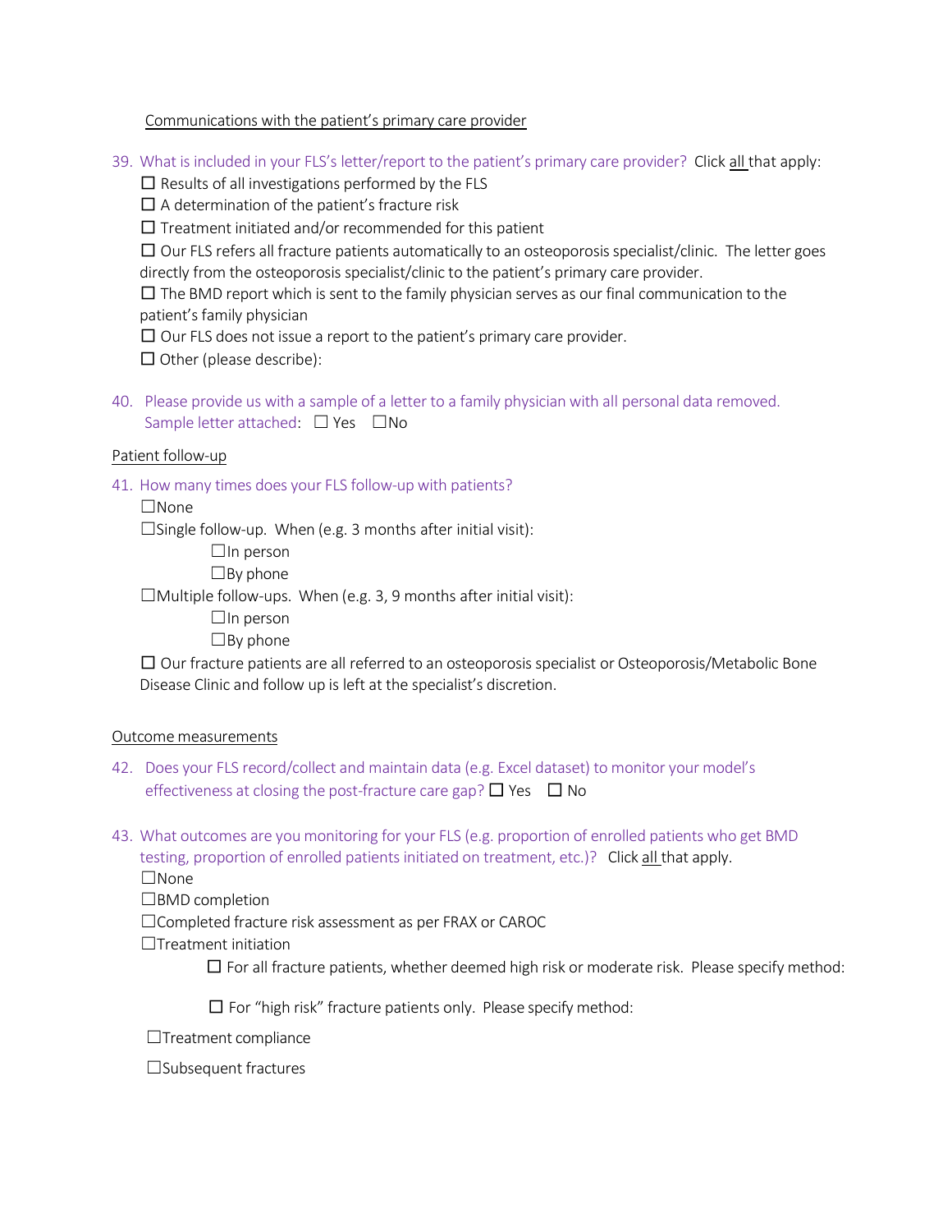Communications with the patient's primary care provider

39. What is included in your FLS's letter/report to the patient's primary care provider? Click all that apply:
   - ☐ Results of all investigations performed by the FLS
   - ☐ A determination of the patient's fracture risk
   - ☐ Treatment initiated and/or recommended for this patient
   - ☐ Our FLS refers all fracture patients automatically to an osteoporosis specialist/clinic. The letter goes directly from the osteoporosis specialist/clinic to the patient's primary care provider.
   - ☐ The BMD report which is sent to the family physician serves as our final communication to the patient's family physician
   - ☐ Our FLS does not issue a report to the patient's primary care provider.
   - ☐ Other (please describe):

40. Please provide us with a sample of a letter to a family physician with all personal data removed. Sample letter attached: ☐ Yes ☐ No

Patient follow-up

41. How many times does your FLS follow-up with patients?
   - ☐ None
   - ☐ Single follow-up. When (e.g. 3 months after initial visit):
     - ☐ In person
     - ☐ By phone
   - ☐ Multiple follow-ups. When (e.g. 3, 9 months after initial visit):
     - ☐ In person
     - ☐ By phone
   - ☐ Our fracture patients are all referred to an osteoporosis specialist or Osteoporosis/Metabolic Bone Disease Clinic and follow up is left at the specialist's discretion.

Outcome measurements

42. Does your FLS record/collect and maintain data (e.g. Excel dataset) to monitor your model's effectiveness at closing the post-fracture care gap? ☐ Yes ☐ No

43. What outcomes are you monitoring for your FLS (e.g. proportion of enrolled patients who get BMD testing, proportion of enrolled patients initiated on treatment, etc.)? Click all that apply.
   - ☐ None
   - ☐ BMD completion
   - ☐ Completed fracture risk assessment as per FRAX or CAROC
   - ☐ Treatment initiation
     - ☐ For all fracture patients, whether deemed high risk or moderate risk. Please specify method:
     - ☐ For "high risk" fracture patients only. Please specify method:
   - ☐ Treatment compliance
   - ☐ Subsequent fractures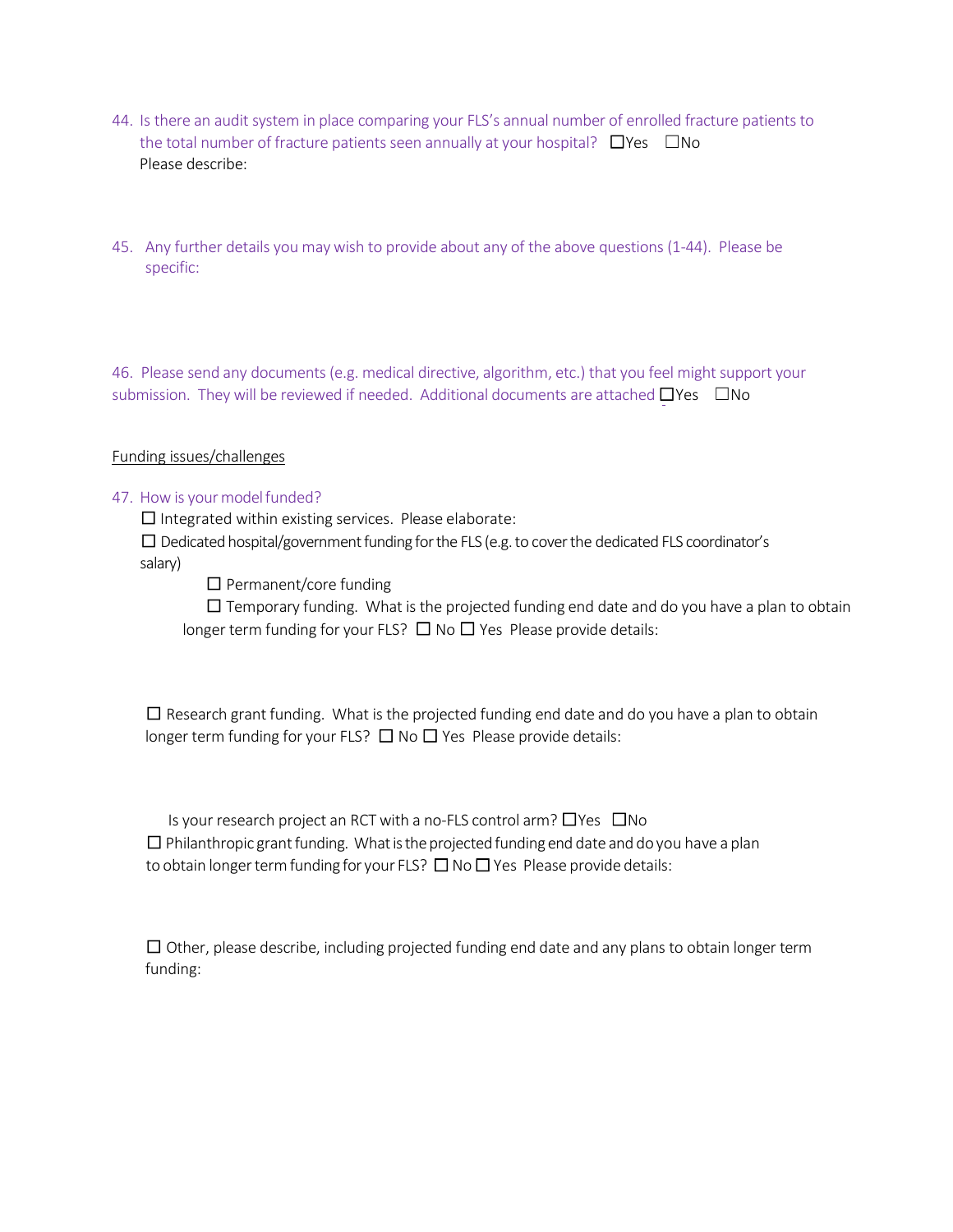44. Is there an audit system in place comparing your FLS's annual number of enrolled fracture patients to the total number of fracture patients seen annually at your hospital? ☐Yes ☐No
    Please describe:

45. Any further details you may wish to provide about any of the above questions (1-44). Please be specific:

46. Please send any documents (e.g. medical directive, algorithm, etc.) that you feel might support your submission. They will be reviewed if needed. Additional documents are attached ☐Yes ☐No

Funding issues/challenges

47. How is your model funded?
    ☐ Integrated within existing services. Please elaborate:
    ☐ Dedicated hospital/government funding for the FLS (e.g. to cover the dedicated FLS coordinator's salary)
        ☐ Permanent/core funding
        ☐ Temporary funding. What is the projected funding end date and do you have a plan to obtain longer term funding for your FLS? ☐ No ☐ Yes Please provide details:

    ☐ Research grant funding. What is the projected funding end date and do you have a plan to obtain longer term funding for your FLS? ☐ No ☐ Yes Please provide details:

    Is your research project an RCT with a no-FLS control arm? ☐Yes ☐No
    ☐ Philanthropic grant funding. What is the projected funding end date and do you have a plan to obtain longer term funding for your FLS? ☐ No ☐ Yes Please provide details:

    ☐ Other, please describe, including projected funding end date and any plans to obtain longer term funding: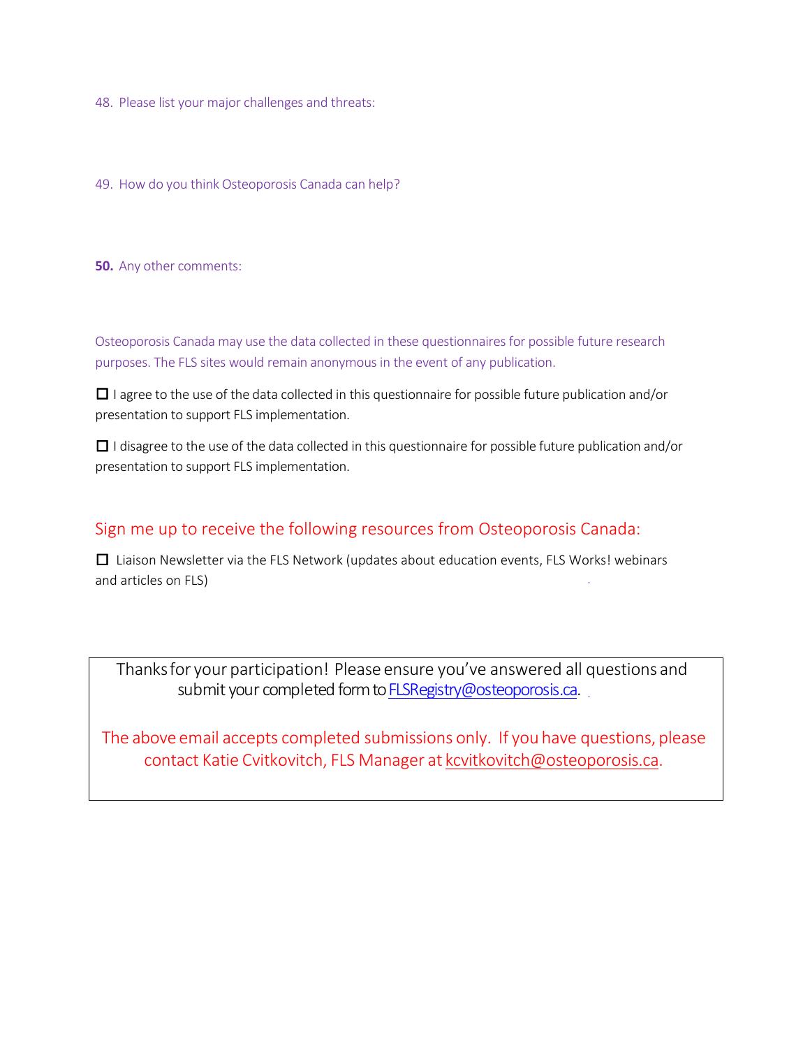48. Please list your major challenges and threats:

49. How do you think Osteoporosis Canada can help?

**50.** Any other comments:

Osteoporosis Canada may use the data collected in these questionnaires for possible future research purposes. The FLS sites would remain anonymous in the event of any publication.

☐ I agree to the use of the data collected in this questionnaire for possible future publication and/or presentation to support FLS implementation.

☐ I disagree to the use of the data collected in this questionnaire for possible future publication and/or presentation to support FLS implementation.

## Sign me up to receive the following resources from Osteoporosis Canada:

☐ Liaison Newsletter via the FLS Network (updates about education events, FLS Works! webinars and articles on FLS)

Thanks for your participation! Please ensure you've answered all questions and submit your completed form to FLSRegistry@osteoporosis.ca.

The above email accepts completed submissions only. If you have questions, please contact Katie Cvitkovitch, FLS Manager at kcvitkovitch@osteoporosis.ca.